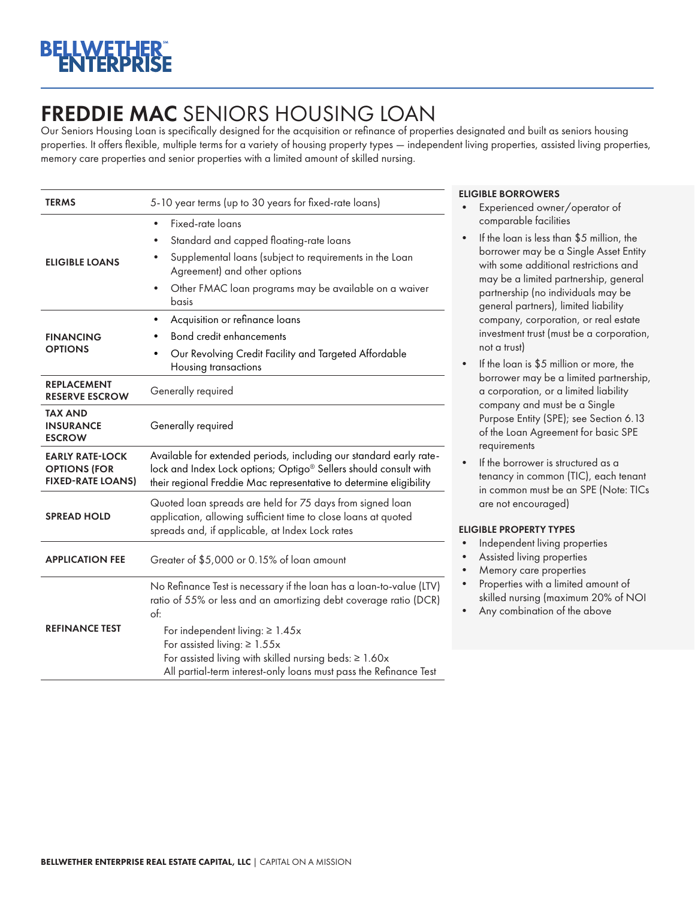# FREDDIE MAC SENIORS HOUSING LOAN

Our Seniors Housing Loan is specifically designed for the acquisition or refinance of properties designated and built as seniors housing properties. It offers flexible, multiple terms for a variety of housing property types — independent living properties, assisted living properties, memory care properties and senior properties with a limited amount of skilled nursing.

| | |
|---|---|
| **TERMS** | 5-10 year terms (up to 30 years for fixed-rate loans) |
| **ELIGIBLE LOANS** | • Fixed-rate loans<br>• Standard and capped floating-rate loans<br>• Supplemental loans (subject to requirements in the Loan Agreement) and other options<br>• Other FMAC loan programs may be available on a waiver basis |
| **FINANCING OPTIONS** | • Acquisition or refinance loans<br>• Bond credit enhancements<br>• Our Revolving Credit Facility and Targeted Affordable Housing transactions |
| **REPLACEMENT RESERVE ESCROW** | Generally required |
| **TAX AND INSURANCE ESCROW** | Generally required |
| **EARLY RATE-LOCK OPTIONS (FOR FIXED-RATE LOANS)** | Available for extended periods, including our standard early rate-lock and Index Lock options; Optigo® Sellers should consult with their regional Freddie Mac representative to determine eligibility |
| **SPREAD HOLD** | Quoted loan spreads are held for 75 days from signed loan application, allowing sufficient time to close loans at quoted spreads and, if applicable, at Index Lock rates |
| **APPLICATION FEE** | Greater of $5,000 or 0.15% of loan amount |
| **REFINANCE TEST** | No Refinance Test is necessary if the loan has a loan-to-value (LTV) ratio of 55% or less and an amortizing debt coverage ratio (DCR) of:<br>For independent living: ≥ 1.45x<br>For assisted living: ≥ 1.55x<br>For assisted living with skilled nursing beds: ≥ 1.60x<br>All partial-term interest-only loans must pass the Refinance Test |

**ELIGIBLE BORROWERS**

- Experienced owner/operator of comparable facilities
- If the loan is less than $5 million, the borrower may be a Single Asset Entity with some additional restrictions and may be a limited partnership, general partnership (no individuals may be general partners), limited liability company, corporation, or real estate investment trust (must be a corporation, not a trust)
- If the loan is $5 million or more, the borrower may be a limited partnership, a corporation, or a limited liability company and must be a Single Purpose Entity (SPE); see Section 6.13 of the Loan Agreement for basic SPE requirements
- If the borrower is structured as a tenancy in common (TIC), each tenant in common must be an SPE (Note: TICs are not encouraged)

**ELIGIBLE PROPERTY TYPES**

- Independent living properties
- Assisted living properties
- Memory care properties
- Properties with a limited amount of skilled nursing (maximum 20% of NOI
- Any combination of the above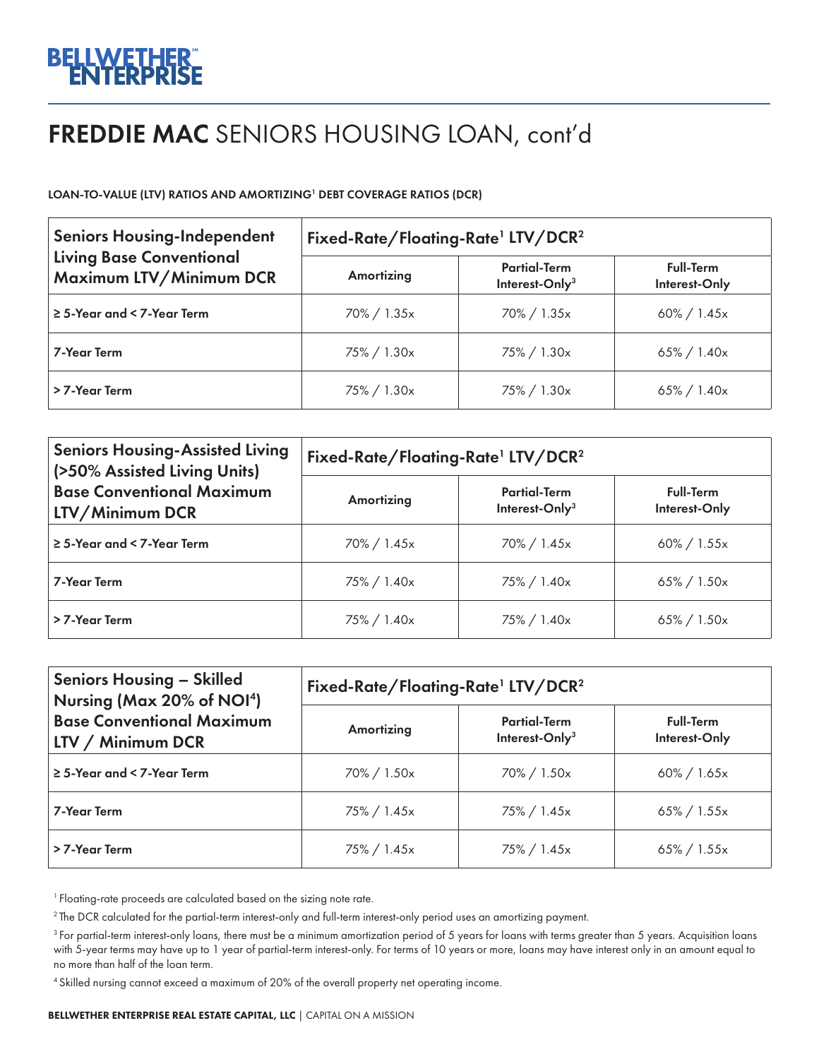# FREDDIE MAC SENIORS HOUSING LOAN, cont'd

LOAN-TO-VALUE (LTV) RATIOS AND AMORTIZING[1] DEBT COVERAGE RATIOS (DCR)

| Seniors Housing-Independent Living Base Conventional Maximum LTV/Minimum DCR | Fixed-Rate/Floating-Rate[1] LTV/DCR[2] | | |
|---|---|---|---|
| | Amortizing | Partial-Term Interest-Only[3] | Full-Term Interest-Only |
| ≥ 5-Year and < 7-Year Term | 70% / 1.35x | 70% / 1.35x | 60% / 1.45x |
| 7-Year Term | 75% / 1.30x | 75% / 1.30x | 65% / 1.40x |
| > 7-Year Term | 75% / 1.30x | 75% / 1.30x | 65% / 1.40x |

| Seniors Housing-Assisted Living (>50% Assisted Living Units) Base Conventional Maximum LTV/Minimum DCR | Fixed-Rate/Floating-Rate[1] LTV/DCR[2] | | |
|---|---|---|---|
| | Amortizing | Partial-Term Interest-Only[3] | Full-Term Interest-Only |
| ≥ 5-Year and < 7-Year Term | 70% / 1.45x | 70% / 1.45x | 60% / 1.55x |
| 7-Year Term | 75% / 1.40x | 75% / 1.40x | 65% / 1.50x |
| > 7-Year Term | 75% / 1.40x | 75% / 1.40x | 65% / 1.50x |

| Seniors Housing – Skilled Nursing (Max 20% of NOI[4]) Base Conventional Maximum LTV / Minimum DCR | Fixed-Rate/Floating-Rate[1] LTV/DCR[2] | | |
|---|---|---|---|
| | Amortizing | Partial-Term Interest-Only[3] | Full-Term Interest-Only |
| ≥ 5-Year and < 7-Year Term | 70% / 1.50x | 70% / 1.50x | 60% / 1.65x |
| 7-Year Term | 75% / 1.45x | 75% / 1.45x | 65% / 1.55x |
| > 7-Year Term | 75% / 1.45x | 75% / 1.45x | 65% / 1.55x |

[1] Floating-rate proceeds are calculated based on the sizing note rate.

[2] The DCR calculated for the partial-term interest-only and full-term interest-only period uses an amortizing payment.

[3] For partial-term interest-only loans, there must be a minimum amortization period of 5 years for loans with terms greater than 5 years. Acquisition loans with 5-year terms may have up to 1 year of partial-term interest-only. For terms of 10 years or more, loans may have interest only in an amount equal to no more than half of the loan term.

[4] Skilled nursing cannot exceed a maximum of 20% of the overall property net operating income.